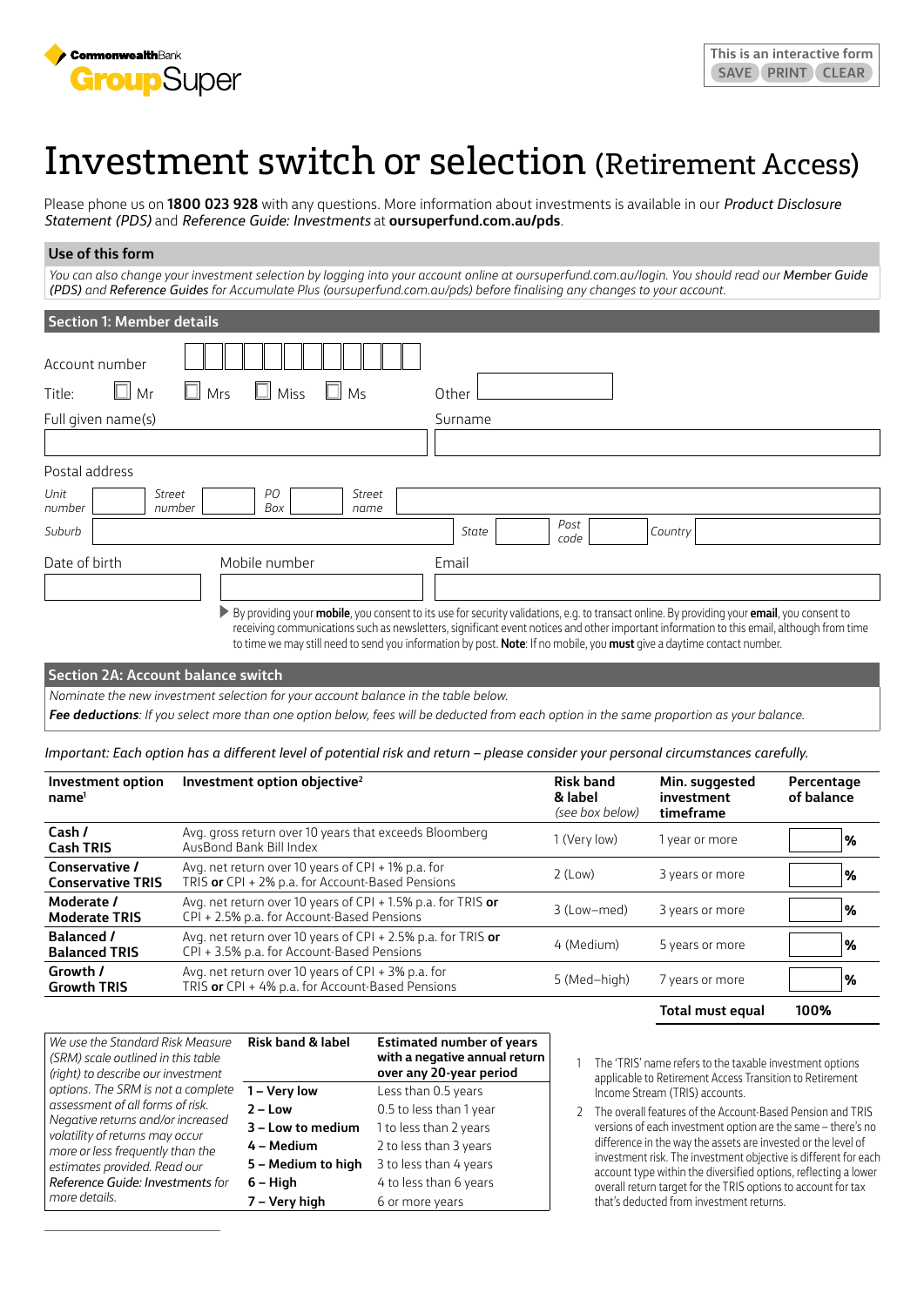CommonwealthBank GroupSuper

This is an interactive form
SAVE PRINT CLEAR

# Investment switch or selection (Retirement Access)

Please phone us on **1800 023 928** with any questions. More information about investments is available in our *Product Disclosure Statement (PDS)* and *Reference Guide: Investments* at **oursuperfund.com.au/pds**.

## Use of this form

*You can also change your investment selection by logging into your account online at oursuperfund.com.au/login. You should read our Member Guide (PDS) and Reference Guides for Accumulate Plus (oursuperfund.com.au/pds) before finalising any changes to your account.*

## Section 1: Member details

Account number

Title: ☐ Mr ☐ Mrs ☐ Miss ☐ Ms Other

Full given name(s) Surname

Postal address

*Unit number* *Street number* *PO Box* *Street name*

*Suburb* *State* *Post code* *Country*

Date of birth Mobile number Email

▶ By providing your **mobile**, you consent to its use for security validations, e.g. to transact online. By providing your **email**, you consent to receiving communications such as newsletters, significant event notices and other important information to this email, although from time to time we may still need to send you information by post. **Note**: If no mobile, you **must** give a daytime contact number.

## Section 2A: Account balance switch

*Nominate the new investment selection for your account balance in the table below.*

***Fee deductions***: *If you select more than one option below, fees will be deducted from each option in the same proportion as your balance.*

*Important: Each option has a different level of potential risk and return – please consider your personal circumstances carefully.*

| Investment option name[1] | Investment option objective[2] | Risk band & label *(see box below)* | Min. suggested investment timeframe | Percentage of balance |
|---|---|---|---|---|
| **Cash / Cash TRIS** | Avg. gross return over 10 years that exceeds Bloomberg AusBond Bank Bill Index | 1 (Very low) | 1 year or more | % |
| **Conservative / Conservative TRIS** | Avg. net return over 10 years of CPI + 1% p.a. for TRIS **or** CPI + 2% p.a. for Account-Based Pensions | 2 (Low) | 3 years or more | % |
| **Moderate / Moderate TRIS** | Avg. net return over 10 years of CPI + 1.5% p.a. for TRIS **or** CPI + 2.5% p.a. for Account-Based Pensions | 3 (Low–med) | 3 years or more | % |
| **Balanced / Balanced TRIS** | Avg. net return over 10 years of CPI + 2.5% p.a. for TRIS **or** CPI + 3.5% p.a. for Account-Based Pensions | 4 (Medium) | 5 years or more | % |
| **Growth / Growth TRIS** | Avg. net return over 10 years of CPI + 3% p.a. for TRIS **or** CPI + 4% p.a. for Account-Based Pensions | 5 (Med–high) | 7 years or more | % |
| | | | **Total must equal** | **100%** |

*We use the Standard Risk Measure (SRM) scale outlined in this table (right) to describe our investment options. The SRM is not a complete assessment of all forms of risk. Negative returns and/or increased volatility of returns may occur more or less frequently than the estimates provided. Read our Reference Guide: Investments for more details.*

| Risk band & label | Estimated number of years with a negative annual return over any 20-year period |
|---|---|
| **1 – Very low** | Less than 0.5 years |
| **2 – Low** | 0.5 to less than 1 year |
| **3 – Low to medium** | 1 to less than 2 years |
| **4 – Medium** | 2 to less than 3 years |
| **5 – Medium to high** | 3 to less than 4 years |
| **6 – High** | 4 to less than 6 years |
| **7 – Very high** | 6 or more years |

1 The 'TRIS' name refers to the taxable investment options applicable to Retirement Access Transition to Retirement Income Stream (TRIS) accounts.

2 The overall features of the Account-Based Pension and TRIS versions of each investment option are the same – there's no difference in the way the assets are invested or the level of investment risk. The investment objective is different for each account type within the diversified options, reflecting a lower overall return target for the TRIS options to account for tax that's deducted from investment returns.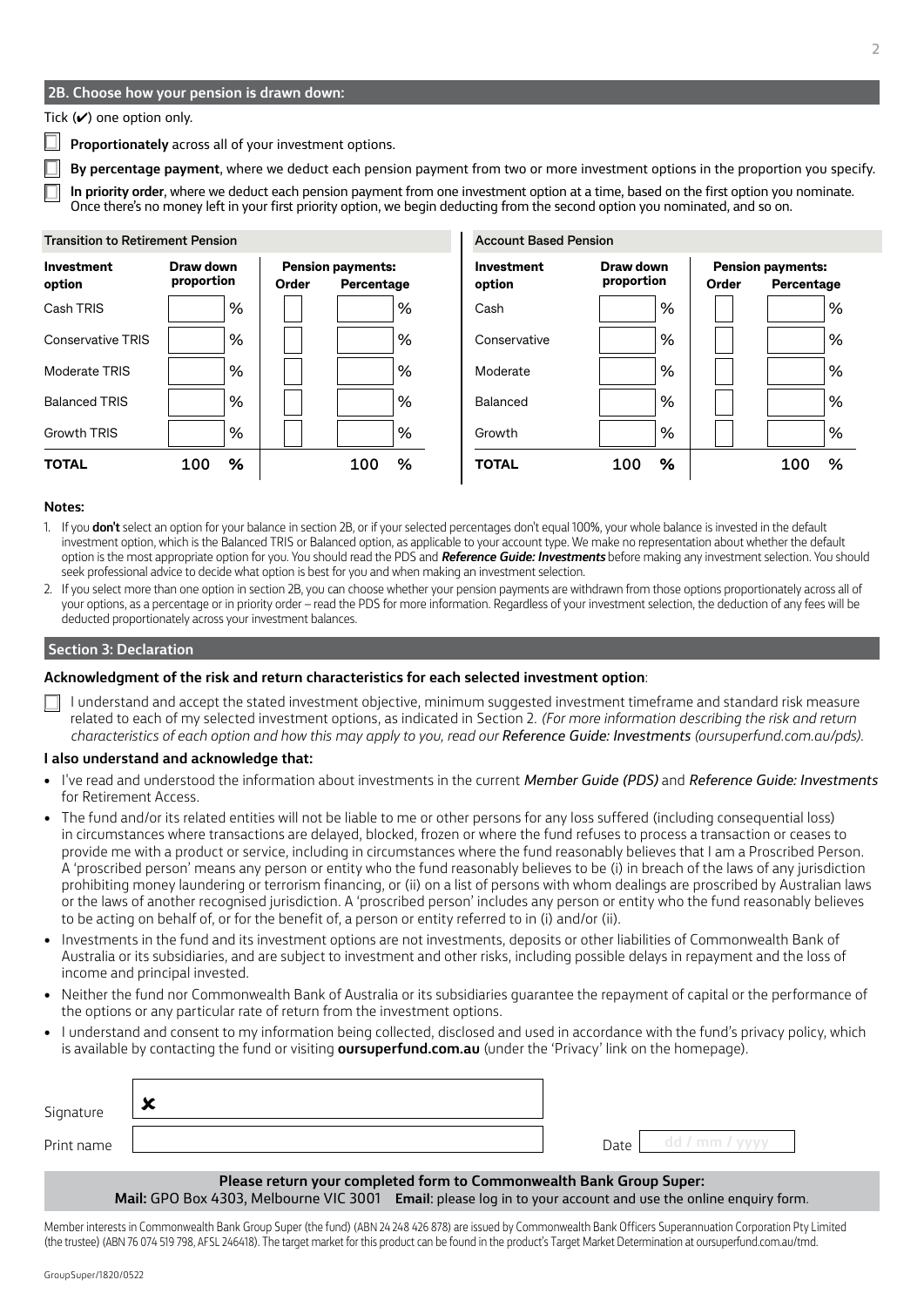## 2B. Choose how your pension is drawn down:

Tick (✔) one option only.

☐ **Proportionately** across all of your investment options.

☐ **By percentage payment**, where we deduct each pension payment from two or more investment options in the proportion you specify.

☐ **In priority order**, where we deduct each pension payment from one investment option at a time, based on the first option you nominate. Once there's no money left in your first priority option, we begin deducting from the second option you nominated, and so on.

**Transition to Retirement Pension**

| Investment option | Draw down proportion | Pension payments: Order | Pension payments: Percentage |
|---|---|---|---|
| Cash TRIS | % | | % |
| Conservative TRIS | % | | % |
| Moderate TRIS | % | | % |
| Balanced TRIS | % | | % |
| Growth TRIS | % | | % |
| **TOTAL** | **100 %** | | **100 %** |

**Account Based Pension**

| Investment option | Draw down proportion | Pension payments: Order | Pension payments: Percentage |
|---|---|---|---|
| Cash | % | | % |
| Conservative | % | | % |
| Moderate | % | | % |
| Balanced | % | | % |
| Growth | % | | % |
| **TOTAL** | **100 %** | | **100 %** |

**Notes:**

1. If you **don't** select an option for your balance in section 2B, or if your selected percentages don't equal 100%, your whole balance is invested in the default investment option, which is the Balanced TRIS or Balanced option, as applicable to your account type. We make no representation about whether the default option is the most appropriate option for you. You should read the PDS and ***Reference Guide: Investments*** before making any investment selection. You should seek professional advice to decide what option is best for you and when making an investment selection.
2. If you select more than one option in section 2B, you can choose whether your pension payments are withdrawn from those options proportionately across all of your options, as a percentage or in priority order – read the PDS for more information. Regardless of your investment selection, the deduction of any fees will be deducted proportionately across your investment balances.

## Section 3: Declaration

**Acknowledgment of the risk and return characteristics for each selected investment option**:

☐ I understand and accept the stated investment objective, minimum suggested investment timeframe and standard risk measure related to each of my selected investment options, as indicated in Section 2. *(For more information describing the risk and return characteristics of each option and how this may apply to you, read our Reference Guide: Investments (oursuperfund.com.au/pds).*

**I also understand and acknowledge that:**

- I've read and understood the information about investments in the current *Member Guide (PDS)* and *Reference Guide: Investments* for Retirement Access.
- The fund and/or its related entities will not be liable to me or other persons for any loss suffered (including consequential loss) in circumstances where transactions are delayed, blocked, frozen or where the fund refuses to process a transaction or ceases to provide me with a product or service, including in circumstances where the fund reasonably believes that I am a Proscribed Person. A 'proscribed person' means any person or entity who the fund reasonably believes to be (i) in breach of the laws of any jurisdiction prohibiting money laundering or terrorism financing, or (ii) on a list of persons with whom dealings are proscribed by Australian laws or the laws of another recognised jurisdiction. A 'proscribed person' includes any person or entity who the fund reasonably believes to be acting on behalf of, or for the benefit of, a person or entity referred to in (i) and/or (ii).
- Investments in the fund and its investment options are not investments, deposits or other liabilities of Commonwealth Bank of Australia or its subsidiaries, and are subject to investment and other risks, including possible delays in repayment and the loss of income and principal invested.
- Neither the fund nor Commonwealth Bank of Australia or its subsidiaries guarantee the repayment of capital or the performance of the options or any particular rate of return from the investment options.
- I understand and consent to my information being collected, disclosed and used in accordance with the fund's privacy policy, which is available by contacting the fund or visiting **oursuperfund.com.au** (under the 'Privacy' link on the homepage).

Signature ✘ ______________________

Print name ______________________ Date dd / mm / yyyy

**Please return your completed form to Commonwealth Bank Group Super:**
**Mail:** GPO Box 4303, Melbourne VIC 3001 **Email**: please log in to your account and use the online enquiry form.

Member interests in Commonwealth Bank Group Super (the fund) (ABN 24 248 426 878) are issued by Commonwealth Bank Officers Superannuation Corporation Pty Limited (the trustee) (ABN 76 074 519 798, AFSL 246418). The target market for this product can be found in the product's Target Market Determination at oursuperfund.com.au/tmd.

GroupSuper/1820/0522